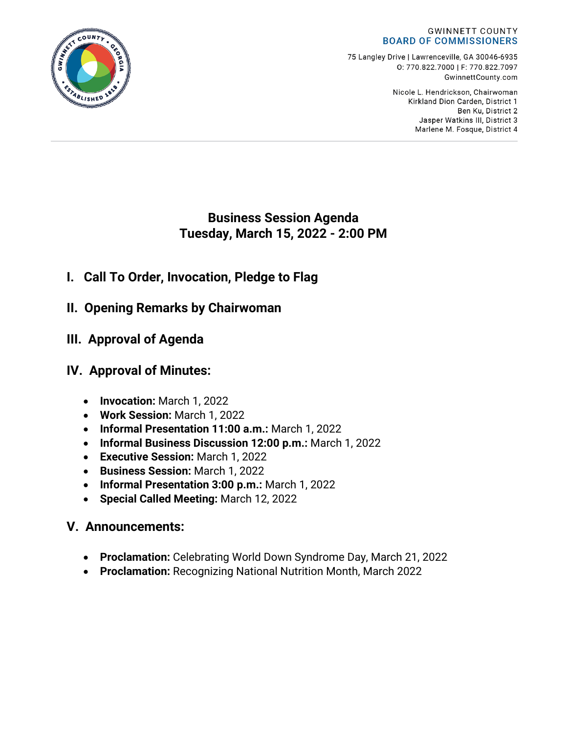GWINNETT COUNTY
**BOARD OF COMMISSIONERS**

75 Langley Drive | Lawrenceville, GA 30046-6935
O: 770.822.7000 | F: 770.822.7097
GwinnettCounty.com

Nicole L. Hendrickson, Chairwoman
Kirkland Dion Carden, District 1
Ben Ku, District 2
Jasper Watkins III, District 3
Marlene M. Fosque, District 4

# Business Session Agenda
# Tuesday, March 15, 2022 - 2:00 PM

## I. Call To Order, Invocation, Pledge to Flag

## II. Opening Remarks by Chairwoman

## III. Approval of Agenda

## IV. Approval of Minutes:

- **Invocation:** March 1, 2022
- **Work Session:** March 1, 2022
- **Informal Presentation 11:00 a.m.:** March 1, 2022
- **Informal Business Discussion 12:00 p.m.:** March 1, 2022
- **Executive Session:** March 1, 2022
- **Business Session:** March 1, 2022
- **Informal Presentation 3:00 p.m.:** March 1, 2022
- **Special Called Meeting:** March 12, 2022

## V. Announcements:

- **Proclamation:** Celebrating World Down Syndrome Day, March 21, 2022
- **Proclamation:** Recognizing National Nutrition Month, March 2022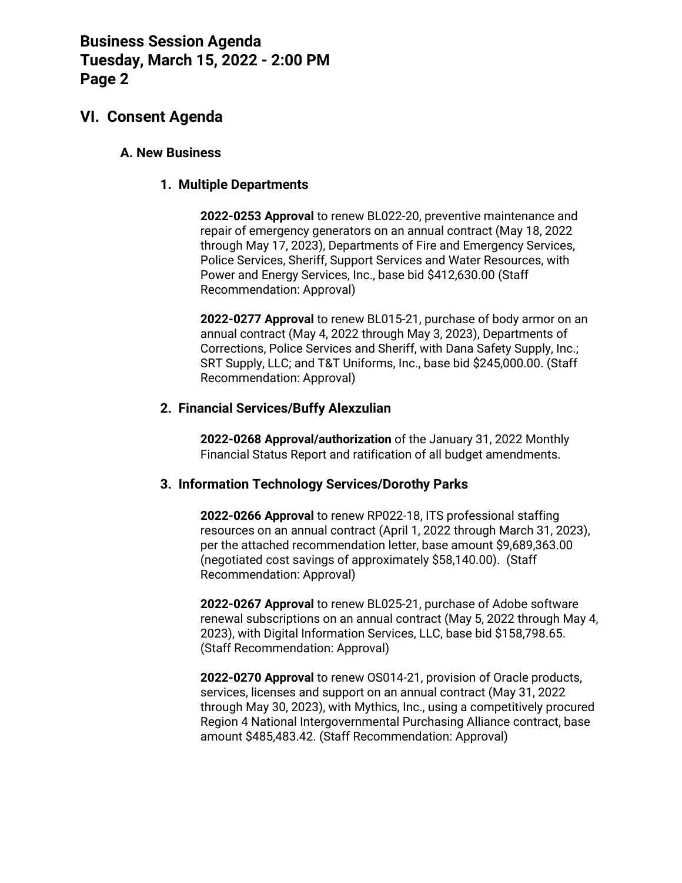## VI. Consent Agenda

### A. New Business

#### 1. Multiple Departments

**2022-0253 Approval** to renew BL022-20, preventive maintenance and repair of emergency generators on an annual contract (May 18, 2022 through May 17, 2023), Departments of Fire and Emergency Services, Police Services, Sheriff, Support Services and Water Resources, with Power and Energy Services, Inc., base bid $412,630.00 (Staff Recommendation: Approval)

**2022-0277 Approval** to renew BL015-21, purchase of body armor on an annual contract (May 4, 2022 through May 3, 2023), Departments of Corrections, Police Services and Sheriff, with Dana Safety Supply, Inc.; SRT Supply, LLC; and T&T Uniforms, Inc., base bid $245,000.00. (Staff Recommendation: Approval)

#### 2. Financial Services/Buffy Alexzulian

**2022-0268 Approval/authorization** of the January 31, 2022 Monthly Financial Status Report and ratification of all budget amendments.

#### 3. Information Technology Services/Dorothy Parks

**2022-0266 Approval** to renew RP022-18, ITS professional staffing resources on an annual contract (April 1, 2022 through March 31, 2023), per the attached recommendation letter, base amount $9,689,363.00 (negotiated cost savings of approximately $58,140.00). (Staff Recommendation: Approval)

**2022-0267 Approval** to renew BL025-21, purchase of Adobe software renewal subscriptions on an annual contract (May 5, 2022 through May 4, 2023), with Digital Information Services, LLC, base bid $158,798.65. (Staff Recommendation: Approval)

**2022-0270 Approval** to renew OS014-21, provision of Oracle products, services, licenses and support on an annual contract (May 31, 2022 through May 30, 2023), with Mythics, Inc., using a competitively procured Region 4 National Intergovernmental Purchasing Alliance contract, base amount $485,483.42. (Staff Recommendation: Approval)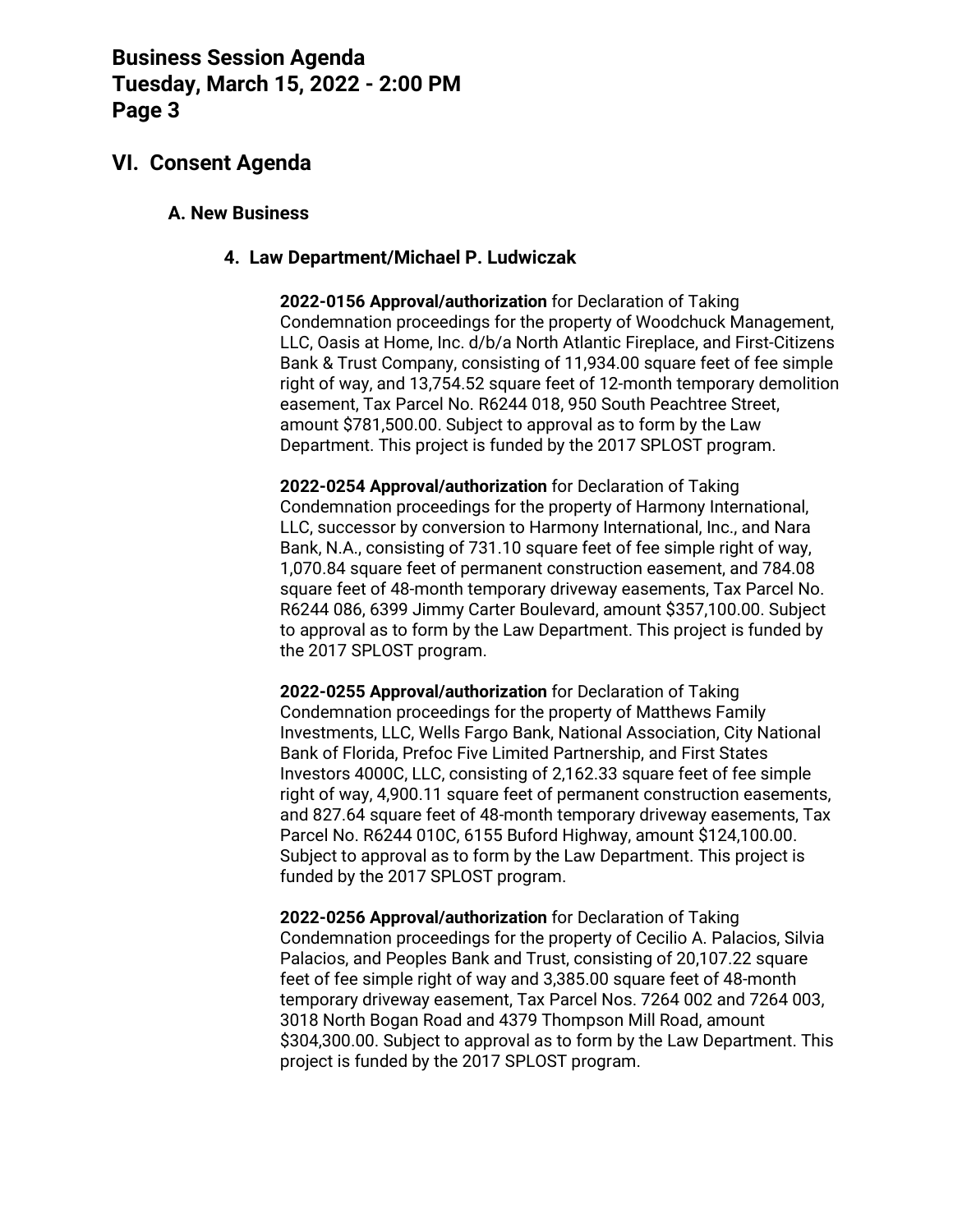## VI. Consent Agenda

### A. New Business

#### 4. Law Department/Michael P. Ludwiczak

**2022-0156 Approval/authorization** for Declaration of Taking Condemnation proceedings for the property of Woodchuck Management, LLC, Oasis at Home, Inc. d/b/a North Atlantic Fireplace, and First-Citizens Bank & Trust Company, consisting of 11,934.00 square feet of fee simple right of way, and 13,754.52 square feet of 12-month temporary demolition easement, Tax Parcel No. R6244 018, 950 South Peachtree Street, amount $781,500.00. Subject to approval as to form by the Law Department. This project is funded by the 2017 SPLOST program.

**2022-0254 Approval/authorization** for Declaration of Taking Condemnation proceedings for the property of Harmony International, LLC, successor by conversion to Harmony International, Inc., and Nara Bank, N.A., consisting of 731.10 square feet of fee simple right of way, 1,070.84 square feet of permanent construction easement, and 784.08 square feet of 48-month temporary driveway easements, Tax Parcel No. R6244 086, 6399 Jimmy Carter Boulevard, amount $357,100.00. Subject to approval as to form by the Law Department. This project is funded by the 2017 SPLOST program.

**2022-0255 Approval/authorization** for Declaration of Taking Condemnation proceedings for the property of Matthews Family Investments, LLC, Wells Fargo Bank, National Association, City National Bank of Florida, Prefoc Five Limited Partnership, and First States Investors 4000C, LLC, consisting of 2,162.33 square feet of fee simple right of way, 4,900.11 square feet of permanent construction easements, and 827.64 square feet of 48-month temporary driveway easements, Tax Parcel No. R6244 010C, 6155 Buford Highway, amount $124,100.00. Subject to approval as to form by the Law Department. This project is funded by the 2017 SPLOST program.

**2022-0256 Approval/authorization** for Declaration of Taking Condemnation proceedings for the property of Cecilio A. Palacios, Silvia Palacios, and Peoples Bank and Trust, consisting of 20,107.22 square feet of fee simple right of way and 3,385.00 square feet of 48-month temporary driveway easement, Tax Parcel Nos. 7264 002 and 7264 003, 3018 North Bogan Road and 4379 Thompson Mill Road, amount $304,300.00. Subject to approval as to form by the Law Department. This project is funded by the 2017 SPLOST program.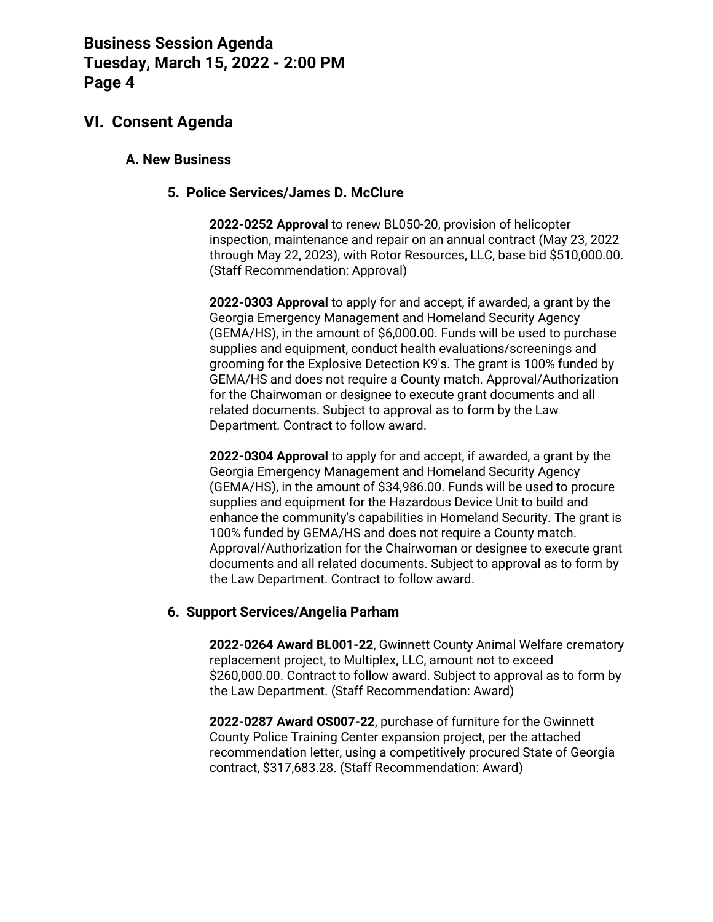## VI. Consent Agenda

### A. New Business

#### 5. Police Services/James D. McClure

**2022-0252 Approval** to renew BL050-20, provision of helicopter inspection, maintenance and repair on an annual contract (May 23, 2022 through May 22, 2023), with Rotor Resources, LLC, base bid $510,000.00. (Staff Recommendation: Approval)

**2022-0303 Approval** to apply for and accept, if awarded, a grant by the Georgia Emergency Management and Homeland Security Agency (GEMA/HS), in the amount of $6,000.00. Funds will be used to purchase supplies and equipment, conduct health evaluations/screenings and grooming for the Explosive Detection K9's. The grant is 100% funded by GEMA/HS and does not require a County match. Approval/Authorization for the Chairwoman or designee to execute grant documents and all related documents. Subject to approval as to form by the Law Department. Contract to follow award.

**2022-0304 Approval** to apply for and accept, if awarded, a grant by the Georgia Emergency Management and Homeland Security Agency (GEMA/HS), in the amount of $34,986.00. Funds will be used to procure supplies and equipment for the Hazardous Device Unit to build and enhance the community's capabilities in Homeland Security. The grant is 100% funded by GEMA/HS and does not require a County match. Approval/Authorization for the Chairwoman or designee to execute grant documents and all related documents. Subject to approval as to form by the Law Department. Contract to follow award.

#### 6. Support Services/Angelia Parham

**2022-0264 Award BL001-22**, Gwinnett County Animal Welfare crematory replacement project, to Multiplex, LLC, amount not to exceed $260,000.00. Contract to follow award. Subject to approval as to form by the Law Department. (Staff Recommendation: Award)

**2022-0287 Award OS007-22**, purchase of furniture for the Gwinnett County Police Training Center expansion project, per the attached recommendation letter, using a competitively procured State of Georgia contract, $317,683.28. (Staff Recommendation: Award)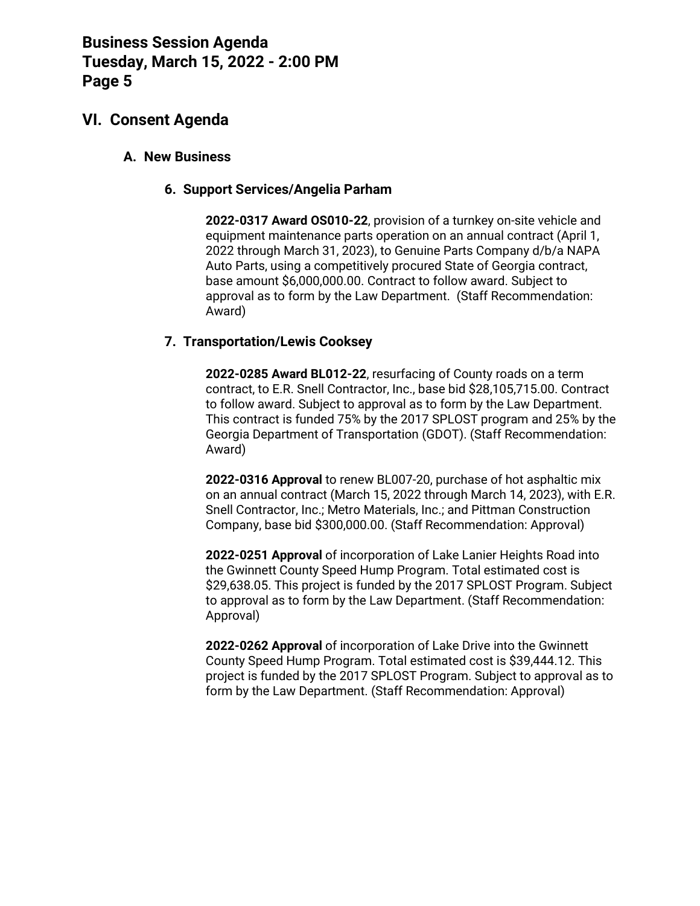## VI. Consent Agenda

### A. New Business

#### 6. Support Services/Angelia Parham

**2022-0317 Award OS010-22**, provision of a turnkey on-site vehicle and equipment maintenance parts operation on an annual contract (April 1, 2022 through March 31, 2023), to Genuine Parts Company d/b/a NAPA Auto Parts, using a competitively procured State of Georgia contract, base amount $6,000,000.00. Contract to follow award. Subject to approval as to form by the Law Department. (Staff Recommendation: Award)

#### 7. Transportation/Lewis Cooksey

**2022-0285 Award BL012-22**, resurfacing of County roads on a term contract, to E.R. Snell Contractor, Inc., base bid $28,105,715.00. Contract to follow award. Subject to approval as to form by the Law Department. This contract is funded 75% by the 2017 SPLOST program and 25% by the Georgia Department of Transportation (GDOT). (Staff Recommendation: Award)

**2022-0316 Approval** to renew BL007-20, purchase of hot asphaltic mix on an annual contract (March 15, 2022 through March 14, 2023), with E.R. Snell Contractor, Inc.; Metro Materials, Inc.; and Pittman Construction Company, base bid $300,000.00. (Staff Recommendation: Approval)

**2022-0251 Approval** of incorporation of Lake Lanier Heights Road into the Gwinnett County Speed Hump Program. Total estimated cost is $29,638.05. This project is funded by the 2017 SPLOST Program. Subject to approval as to form by the Law Department. (Staff Recommendation: Approval)

**2022-0262 Approval** of incorporation of Lake Drive into the Gwinnett County Speed Hump Program. Total estimated cost is $39,444.12. This project is funded by the 2017 SPLOST Program. Subject to approval as to form by the Law Department. (Staff Recommendation: Approval)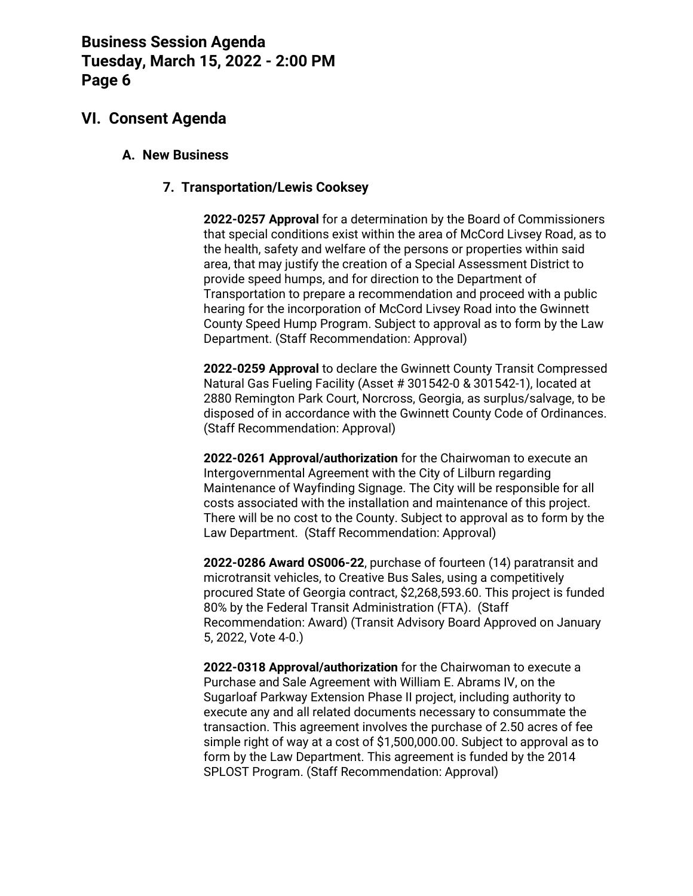## VI. Consent Agenda

### A. New Business

#### 7. Transportation/Lewis Cooksey

**2022-0257 Approval** for a determination by the Board of Commissioners that special conditions exist within the area of McCord Livsey Road, as to the health, safety and welfare of the persons or properties within said area, that may justify the creation of a Special Assessment District to provide speed humps, and for direction to the Department of Transportation to prepare a recommendation and proceed with a public hearing for the incorporation of McCord Livsey Road into the Gwinnett County Speed Hump Program. Subject to approval as to form by the Law Department. (Staff Recommendation: Approval)

**2022-0259 Approval** to declare the Gwinnett County Transit Compressed Natural Gas Fueling Facility (Asset # 301542-0 & 301542-1), located at 2880 Remington Park Court, Norcross, Georgia, as surplus/salvage, to be disposed of in accordance with the Gwinnett County Code of Ordinances. (Staff Recommendation: Approval)

**2022-0261 Approval/authorization** for the Chairwoman to execute an Intergovernmental Agreement with the City of Lilburn regarding Maintenance of Wayfinding Signage. The City will be responsible for all costs associated with the installation and maintenance of this project. There will be no cost to the County. Subject to approval as to form by the Law Department. (Staff Recommendation: Approval)

**2022-0286 Award OS006-22**, purchase of fourteen (14) paratransit and microtransit vehicles, to Creative Bus Sales, using a competitively procured State of Georgia contract, $2,268,593.60. This project is funded 80% by the Federal Transit Administration (FTA). (Staff Recommendation: Award) (Transit Advisory Board Approved on January 5, 2022, Vote 4-0.)

**2022-0318 Approval/authorization** for the Chairwoman to execute a Purchase and Sale Agreement with William E. Abrams IV, on the Sugarloaf Parkway Extension Phase II project, including authority to execute any and all related documents necessary to consummate the transaction. This agreement involves the purchase of 2.50 acres of fee simple right of way at a cost of $1,500,000.00. Subject to approval as to form by the Law Department. This agreement is funded by the 2014 SPLOST Program. (Staff Recommendation: Approval)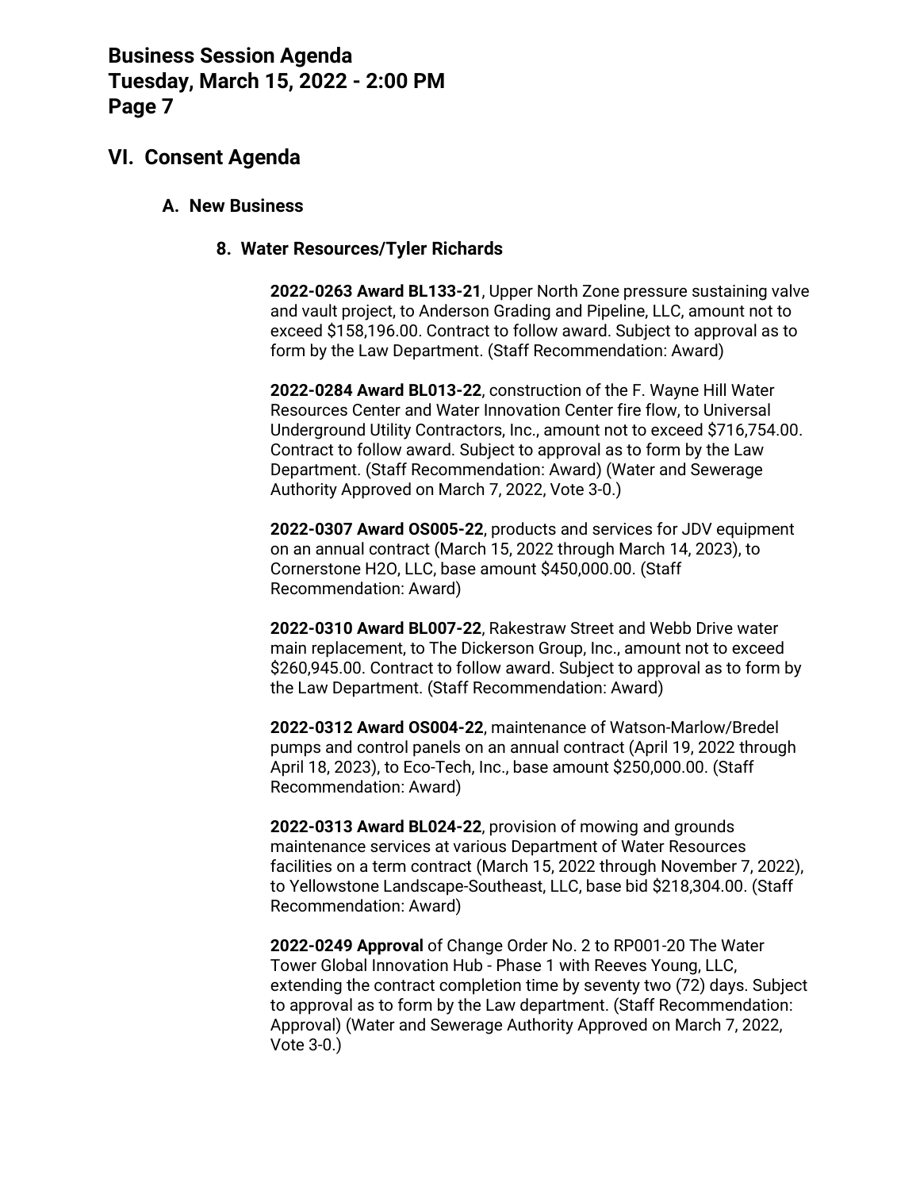## VI. Consent Agenda

### A. New Business

#### 8. Water Resources/Tyler Richards

**2022-0263 Award BL133-21**, Upper North Zone pressure sustaining valve and vault project, to Anderson Grading and Pipeline, LLC, amount not to exceed $158,196.00. Contract to follow award. Subject to approval as to form by the Law Department. (Staff Recommendation: Award)

**2022-0284 Award BL013-22**, construction of the F. Wayne Hill Water Resources Center and Water Innovation Center fire flow, to Universal Underground Utility Contractors, Inc., amount not to exceed $716,754.00. Contract to follow award. Subject to approval as to form by the Law Department. (Staff Recommendation: Award) (Water and Sewerage Authority Approved on March 7, 2022, Vote 3-0.)

**2022-0307 Award OS005-22**, products and services for JDV equipment on an annual contract (March 15, 2022 through March 14, 2023), to Cornerstone H2O, LLC, base amount $450,000.00. (Staff Recommendation: Award)

**2022-0310 Award BL007-22**, Rakestraw Street and Webb Drive water main replacement, to The Dickerson Group, Inc., amount not to exceed $260,945.00. Contract to follow award. Subject to approval as to form by the Law Department. (Staff Recommendation: Award)

**2022-0312 Award OS004-22**, maintenance of Watson-Marlow/Bredel pumps and control panels on an annual contract (April 19, 2022 through April 18, 2023), to Eco-Tech, Inc., base amount $250,000.00. (Staff Recommendation: Award)

**2022-0313 Award BL024-22**, provision of mowing and grounds maintenance services at various Department of Water Resources facilities on a term contract (March 15, 2022 through November 7, 2022), to Yellowstone Landscape-Southeast, LLC, base bid $218,304.00. (Staff Recommendation: Award)

**2022-0249 Approval** of Change Order No. 2 to RP001-20 The Water Tower Global Innovation Hub - Phase 1 with Reeves Young, LLC, extending the contract completion time by seventy two (72) days. Subject to approval as to form by the Law department. (Staff Recommendation: Approval) (Water and Sewerage Authority Approved on March 7, 2022, Vote 3-0.)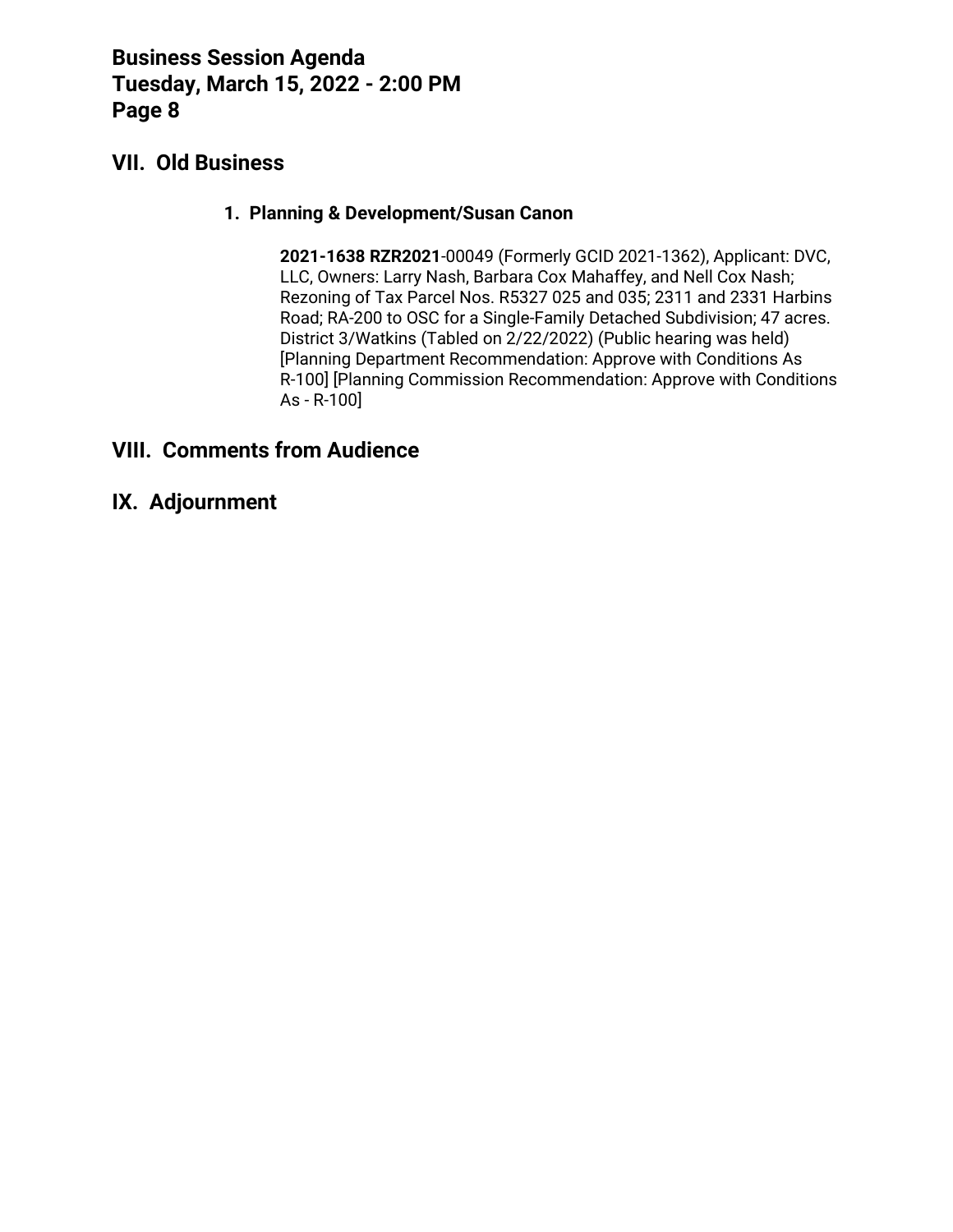## VII. Old Business

### 1. Planning & Development/Susan Canon

**2021-1638 RZR2021**-00049 (Formerly GCID 2021-1362), Applicant: DVC, LLC, Owners: Larry Nash, Barbara Cox Mahaffey, and Nell Cox Nash; Rezoning of Tax Parcel Nos. R5327 025 and 035; 2311 and 2331 Harbins Road; RA-200 to OSC for a Single-Family Detached Subdivision; 47 acres. District 3/Watkins (Tabled on 2/22/2022) (Public hearing was held) [Planning Department Recommendation: Approve with Conditions As R-100] [Planning Commission Recommendation: Approve with Conditions As - R-100]

## VIII. Comments from Audience

## IX. Adjournment